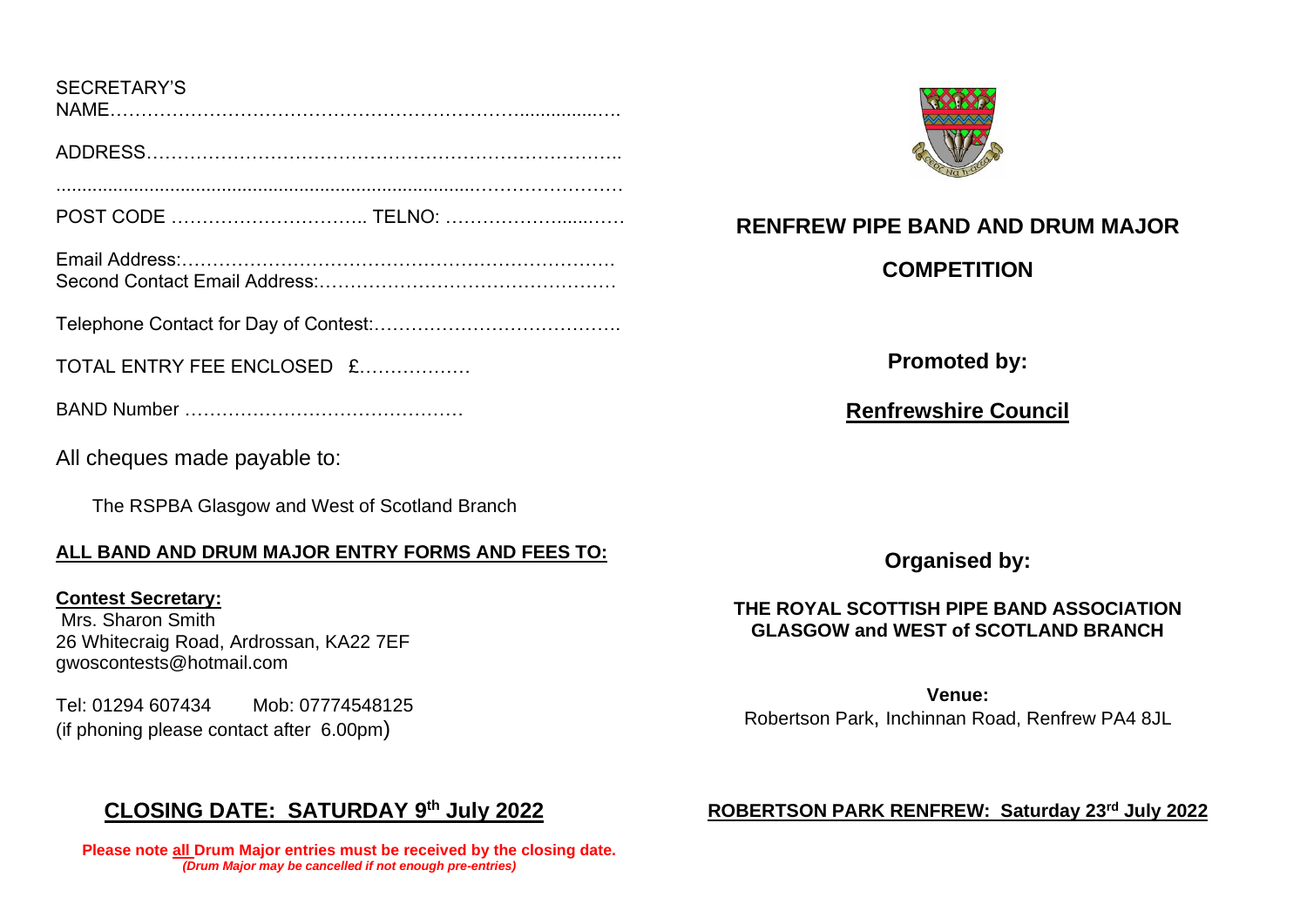SECRETARY'S NAME……………………………………………………………...............….

ADDRESS…………………………………………………………………..

.................................................................................……………………

POST CODE ………………………….. TELNO: ……………….....……

Email Address:……………………………………………………………
Second Contact Email Address:………………………………………….

Telephone Contact for Day of Contest:………………………………….

TOTAL ENTRY FEE ENCLOSED £……………..

BAND Number ………………………………………

All cheques made payable to:

The RSPBA Glasgow and West of Scotland Branch

**ALL BAND AND DRUM MAJOR ENTRY FORMS AND FEES TO:**

**Contest Secretary:**
Mrs. Sharon Smith
26 Whitecraig Road, Ardrossan, KA22 7EF
gwoscontests@hotmail.com

Tel: 01294 607434 Mob: 07774548125
(if phoning please contact after 6.00pm)

## CLOSING DATE: SATURDAY 9th July 2022

**Please note all Drum Major entries must be received by the closing date.**
***(Drum Major may be cancelled if not enough pre-entries)***

# RENFREW PIPE BAND AND DRUM MAJOR COMPETITION

**Promoted by:**

**Renfrewshire Council**

**Organised by:**

**THE ROYAL SCOTTISH PIPE BAND ASSOCIATION GLASGOW and WEST of SCOTLAND BRANCH**

**Venue:**
Robertson Park, Inchinnan Road, Renfrew PA4 8JL

**ROBERTSON PARK RENFREW: Saturday 23rd July 2022**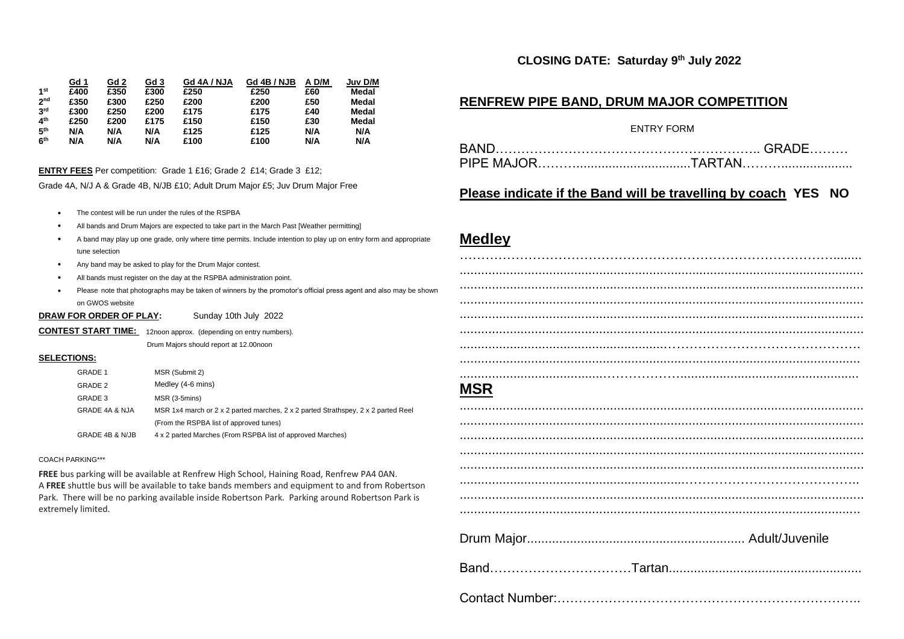|  | Gd 1 | Gd 2 | Gd 3 | Gd 4A / NJA | Gd 4B / NJB | A D/M | Juv D/M |
|---|---|---|---|---|---|---|---|
| 1st | £400 | £350 | £300 | £250 | £250 | £60 | Medal |
| 2nd | £350 | £300 | £250 | £200 | £200 | £50 | Medal |
| 3rd | £300 | £250 | £200 | £175 | £175 | £40 | Medal |
| 4th | £250 | £200 | £175 | £150 | £150 | £30 | Medal |
| 5th | N/A | N/A | N/A | £125 | £125 | N/A | N/A |
| 6th | N/A | N/A | N/A | £100 | £100 | N/A | N/A |

**ENTRY FEES** Per competition: Grade 1 £16; Grade 2 £14; Grade 3 £12;

Grade 4A, N/J A & Grade 4B, N/JB £10; Adult Drum Major £5; Juv Drum Major Free

- The contest will be run under the rules of the RSPBA
- All bands and Drum Majors are expected to take part in the March Past [Weather permitting]
- A band may play up one grade, only where time permits. Include intention to play up on entry form and appropriate tune selection
- Any band may be asked to play for the Drum Major contest.
- All bands must register on the day at the RSPBA administration point.
- Please note that photographs may be taken of winners by the promotor's official press agent and also may be shown on GWOS website

**DRAW FOR ORDER OF PLAY:** Sunday 10th July 2022

**CONTEST START TIME:** 12noon approx. (depending on entry numbers).

Drum Majors should report at 12.00noon

**SELECTIONS:**

|  |  |
|---|---|
| GRADE 1 | MSR (Submit 2) |
| GRADE 2 | Medley (4-6 mins) |
| GRADE 3 | MSR (3-5mins) |
| GRADE 4A & NJA | MSR 1x4 march or 2 x 2 parted marches, 2 x 2 parted Strathspey, 2 x 2 parted Reel (From the RSPBA list of approved tunes) |
| GRADE 4B & N/JB | 4 x 2 parted Marches (From RSPBA list of approved Marches) |

COACH PARKING***

**FREE** bus parking will be available at Renfrew High School, Haining Road, Renfrew PA4 0AN.
A **FREE** shuttle bus will be available to take bands members and equipment to and from Robertson Park. There will be no parking available inside Robertson Park. Parking around Robertson Park is extremely limited.

**CLOSING DATE: Saturday 9th July 2022**

## RENFREW PIPE BAND, DRUM MAJOR COMPETITION

ENTRY FORM

BAND…………………………………………………….. GRADE………
PIPE MAJOR……….............................TARTAN………....................

**Please indicate if the Band will be travelling by coach YES NO**

## Medley

……………………………………………………………………………………
……………………………………………………………………………………
……………………………………………………………………………………
……………………………………………………………………………………
……………………………………………………………………………………
……………………………………………………………………………………
……………………………………………………………………………………
……………………………………………………………………………………
……………………………………………………………………………………

## MSR

……………………………………………………………………………………
……………………………………………………………………………………
……………………………………………………………………………………
……………………………………………………………………………………
……………………………………………………………………………………
……………………………………………………………………………………
……………………………………………………………………………………
……………………………………………………………………………………

Drum Major............................................................ Adult/Juvenile

Band……………………………Tartan.....................................................

Contact Number:……………………………………………………………..